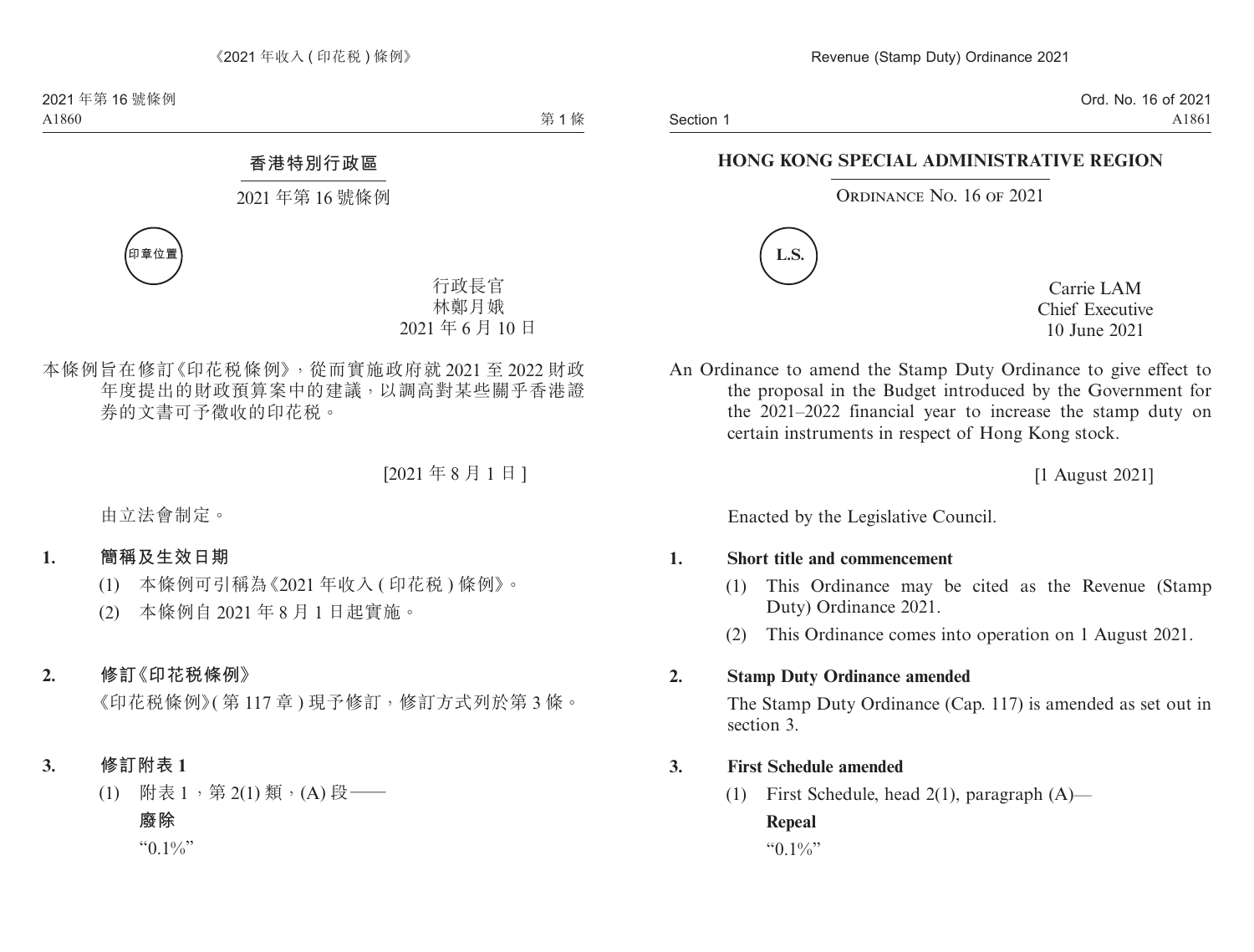# 香港特別行政區

## 2021 年第 16 號條例

印章位置

行政長官
林鄭月娥
2021 年 6 月 10 日

本條例旨在修訂《印花稅條例》，從而實施政府就 2021 至 2022 財政年度提出的財政預算案中的建議，以調高對某些關乎香港證券的文書可予徵收的印花稅。

[2021 年 8 月 1 日]

由立法會制定。

**1. 簡稱及生效日期**

(1) 本條例可引稱為《2021 年收入 ( 印花稅 ) 條例》。

(2) 本條例自 2021 年 8 月 1 日起實施。

**2. 修訂《印花稅條例》**

《印花稅條例》( 第 117 章 ) 現予修訂，修訂方式列於第 3 條。

**3. 修訂附表 1**

(1) 附表 1，第 2(1) 類，(A) 段——

**廢除**

"0.1%"

# HONG KONG SPECIAL ADMINISTRATIVE REGION

## ORDINANCE NO. 16 OF 2021

L.S.

Carrie LAM
Chief Executive
10 June 2021

An Ordinance to amend the Stamp Duty Ordinance to give effect to the proposal in the Budget introduced by the Government for the 2021–2022 financial year to increase the stamp duty on certain instruments in respect of Hong Kong stock.

[1 August 2021]

Enacted by the Legislative Council.

**1. Short title and commencement**

(1) This Ordinance may be cited as the Revenue (Stamp Duty) Ordinance 2021.

(2) This Ordinance comes into operation on 1 August 2021.

**2. Stamp Duty Ordinance amended**

The Stamp Duty Ordinance (Cap. 117) is amended as set out in section 3.

**3. First Schedule amended**

(1) First Schedule, head 2(1), paragraph (A)—

**Repeal**

"0.1%"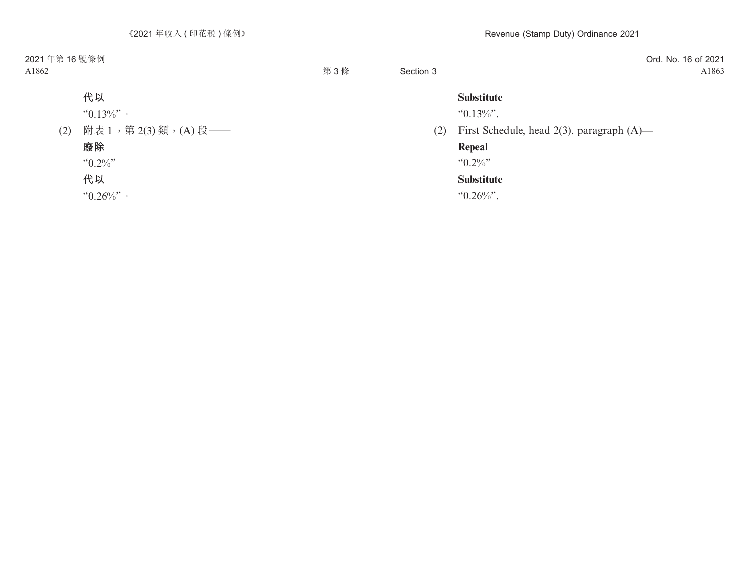**代以**

"0.13%"。

(2) 附表 1，第 2(3) 類，(A) 段——

**廢除**

"0.2%"

**代以**

"0.26%"。

**Substitute**

"0.13%".

(2) First Schedule, head 2(3), paragraph (A)—

**Repeal**

"0.2%"

**Substitute**

"0.26%".